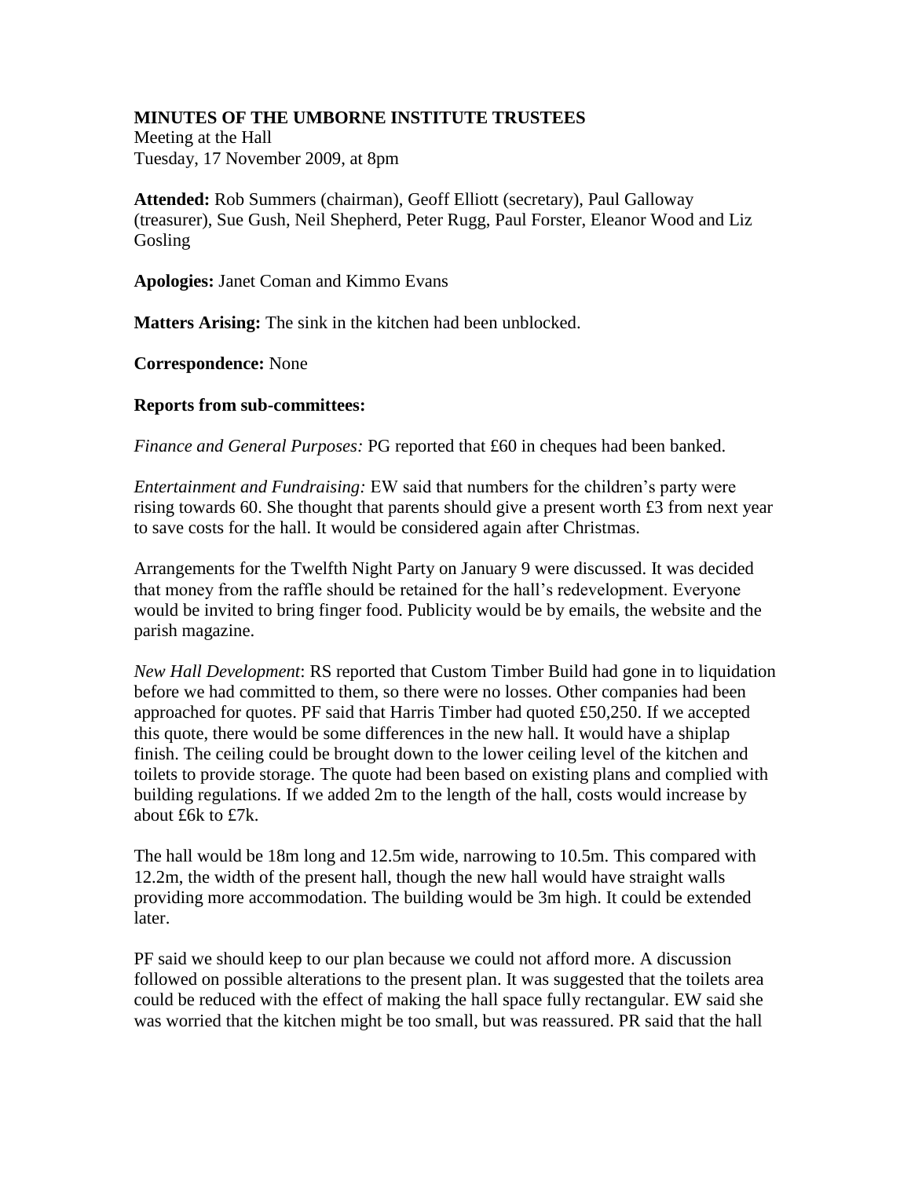**MINUTES OF THE UMBORNE INSTITUTE TRUSTEES**
Meeting at the Hall
Tuesday, 17 November 2009, at 8pm

**Attended:** Rob Summers (chairman), Geoff Elliott (secretary), Paul Galloway (treasurer), Sue Gush, Neil Shepherd, Peter Rugg, Paul Forster, Eleanor Wood and Liz Gosling

**Apologies:** Janet Coman and Kimmo Evans

**Matters Arising:** The sink in the kitchen had been unblocked.

**Correspondence:** None

**Reports from sub-committees:**

*Finance and General Purposes:* PG reported that £60 in cheques had been banked.

*Entertainment and Fundraising:* EW said that numbers for the children's party were rising towards 60. She thought that parents should give a present worth £3 from next year to save costs for the hall. It would be considered again after Christmas.

Arrangements for the Twelfth Night Party on January 9 were discussed. It was decided that money from the raffle should be retained for the hall's redevelopment. Everyone would be invited to bring finger food. Publicity would be by emails, the website and the parish magazine.

*New Hall Development*: RS reported that Custom Timber Build had gone in to liquidation before we had committed to them, so there were no losses. Other companies had been approached for quotes. PF said that Harris Timber had quoted £50,250. If we accepted this quote, there would be some differences in the new hall. It would have a shiplap finish. The ceiling could be brought down to the lower ceiling level of the kitchen and toilets to provide storage. The quote had been based on existing plans and complied with building regulations. If we added 2m to the length of the hall, costs would increase by about £6k to £7k.

The hall would be 18m long and 12.5m wide, narrowing to 10.5m. This compared with 12.2m, the width of the present hall, though the new hall would have straight walls providing more accommodation. The building would be 3m high. It could be extended later.

PF said we should keep to our plan because we could not afford more. A discussion followed on possible alterations to the present plan. It was suggested that the toilets area could be reduced with the effect of making the hall space fully rectangular. EW said she was worried that the kitchen might be too small, but was reassured. PR said that the hall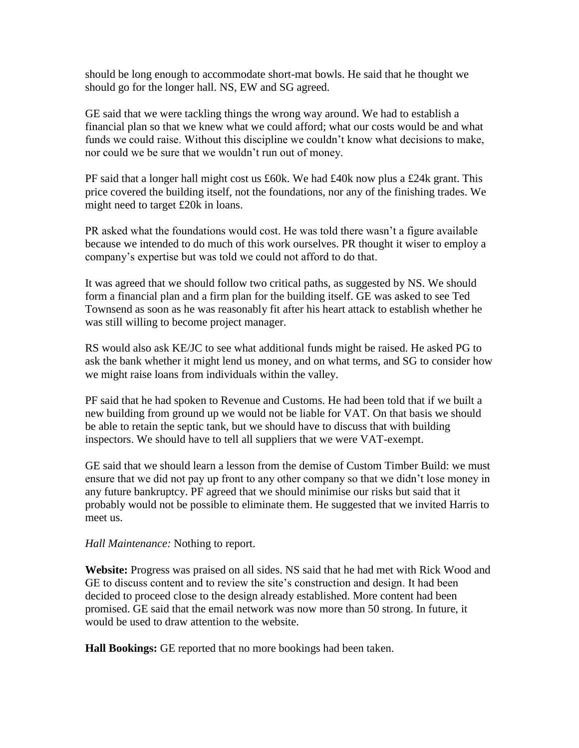should be long enough to accommodate short-mat bowls. He said that he thought we should go for the longer hall. NS, EW and SG agreed.

GE said that we were tackling things the wrong way around. We had to establish a financial plan so that we knew what we could afford; what our costs would be and what funds we could raise. Without this discipline we couldn't know what decisions to make, nor could we be sure that we wouldn't run out of money.

PF said that a longer hall might cost us £60k. We had £40k now plus a £24k grant. This price covered the building itself, not the foundations, nor any of the finishing trades. We might need to target £20k in loans.

PR asked what the foundations would cost. He was told there wasn't a figure available because we intended to do much of this work ourselves. PR thought it wiser to employ a company's expertise but was told we could not afford to do that.

It was agreed that we should follow two critical paths, as suggested by NS. We should form a financial plan and a firm plan for the building itself. GE was asked to see Ted Townsend as soon as he was reasonably fit after his heart attack to establish whether he was still willing to become project manager.

RS would also ask KE/JC to see what additional funds might be raised. He asked PG to ask the bank whether it might lend us money, and on what terms, and SG to consider how we might raise loans from individuals within the valley.

PF said that he had spoken to Revenue and Customs. He had been told that if we built a new building from ground up we would not be liable for VAT. On that basis we should be able to retain the septic tank, but we should have to discuss that with building inspectors. We should have to tell all suppliers that we were VAT-exempt.

GE said that we should learn a lesson from the demise of Custom Timber Build: we must ensure that we did not pay up front to any other company so that we didn't lose money in any future bankruptcy. PF agreed that we should minimise our risks but said that it probably would not be possible to eliminate them. He suggested that we invited Harris to meet us.

*Hall Maintenance:* Nothing to report.

**Website:** Progress was praised on all sides. NS said that he had met with Rick Wood and GE to discuss content and to review the site's construction and design. It had been decided to proceed close to the design already established. More content had been promised. GE said that the email network was now more than 50 strong. In future, it would be used to draw attention to the website.

**Hall Bookings:** GE reported that no more bookings had been taken.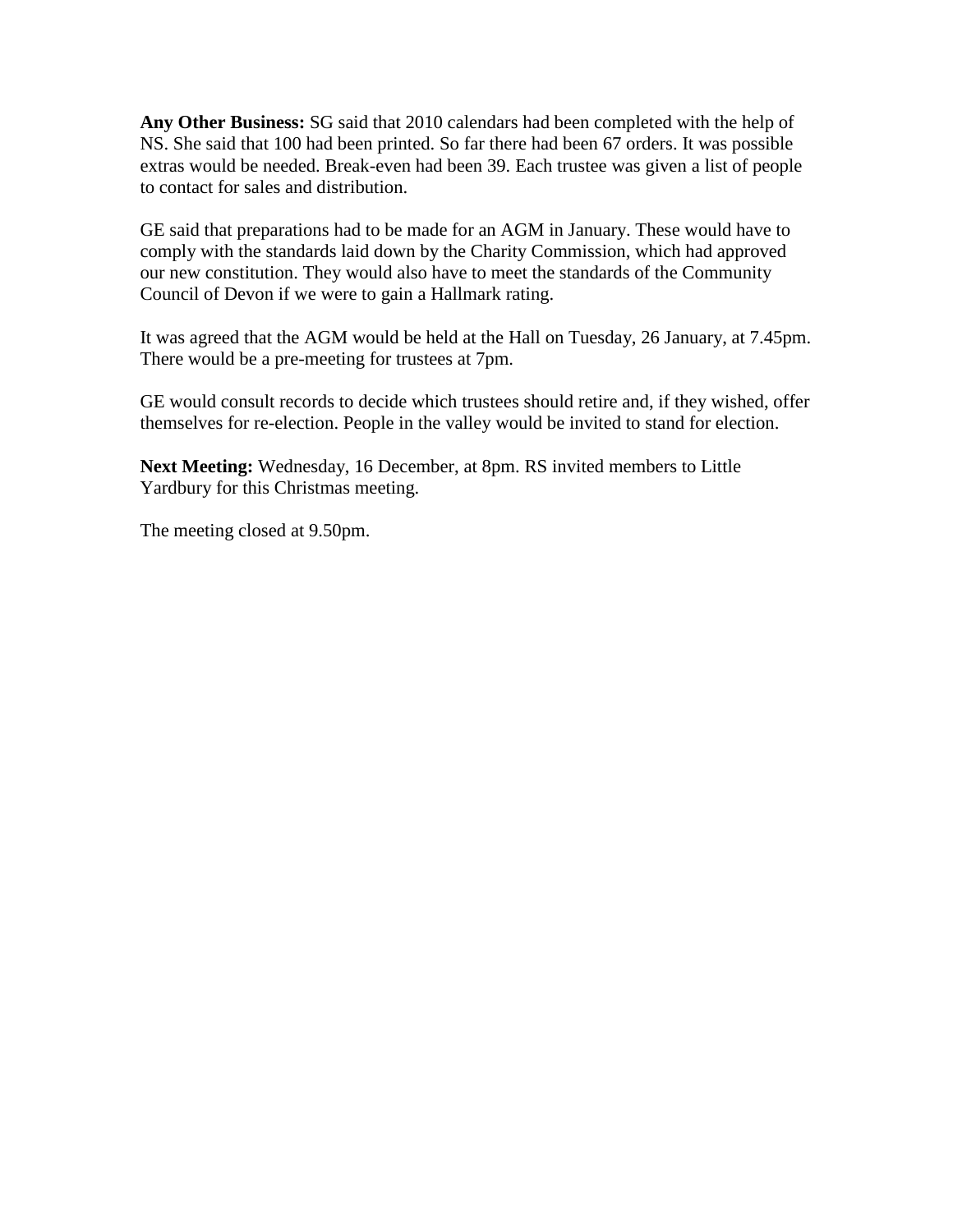**Any Other Business:** SG said that 2010 calendars had been completed with the help of NS. She said that 100 had been printed. So far there had been 67 orders. It was possible extras would be needed. Break-even had been 39. Each trustee was given a list of people to contact for sales and distribution.

GE said that preparations had to be made for an AGM in January. These would have to comply with the standards laid down by the Charity Commission, which had approved our new constitution. They would also have to meet the standards of the Community Council of Devon if we were to gain a Hallmark rating.

It was agreed that the AGM would be held at the Hall on Tuesday, 26 January, at 7.45pm. There would be a pre-meeting for trustees at 7pm.

GE would consult records to decide which trustees should retire and, if they wished, offer themselves for re-election. People in the valley would be invited to stand for election.

**Next Meeting:** Wednesday, 16 December, at 8pm. RS invited members to Little Yardbury for this Christmas meeting.

The meeting closed at 9.50pm.